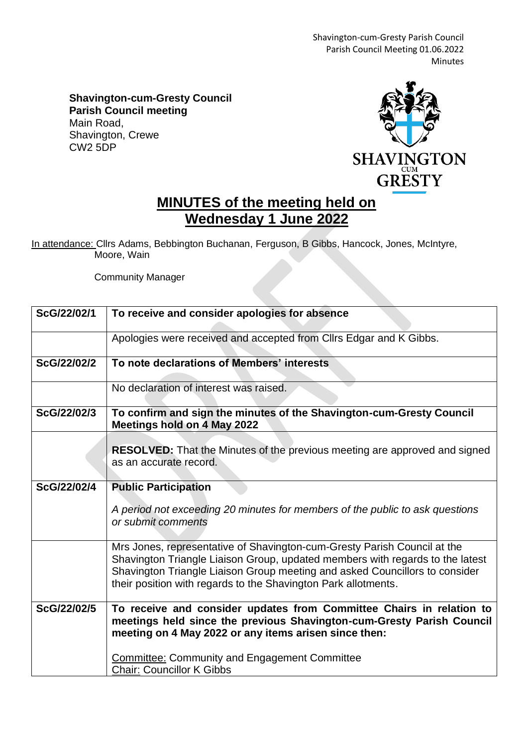**Shavington-cum-Gresty Council**
**Parish Council meeting**
Main Road,
Shavington, Crewe
CW2 5DP

# MINUTES of the meeting held on Wednesday 1 June 2022

In attendance: Cllrs Adams, Bebbington Buchanan, Ferguson, B Gibbs, Hancock, Jones, McIntyre, Moore, Wain

Community Manager

| | |
|---|---|
| ScG/22/02/1 | **To receive and consider apologies for absence** |
| | Apologies were received and accepted from Cllrs Edgar and K Gibbs. |
| ScG/22/02/2 | **To note declarations of Members' interests** |
| | No declaration of interest was raised. |
| ScG/22/02/3 | **To confirm and sign the minutes of the Shavington-cum-Gresty Council Meetings hold on 4 May 2022** |
| | **RESOLVED:** That the Minutes of the previous meeting are approved and signed as an accurate record. |
| ScG/22/02/4 | **Public Participation**<br><br>*A period not exceeding 20 minutes for members of the public to ask questions or submit comments* |
| | Mrs Jones, representative of Shavington-cum-Gresty Parish Council at the Shavington Triangle Liaison Group, updated members with regards to the latest Shavington Triangle Liaison Group meeting and asked Councillors to consider their position with regards to the Shavington Park allotments. |
| ScG/22/02/5 | **To receive and consider updates from Committee Chairs in relation to meetings held since the previous Shavington-cum-Gresty Parish Council meeting on 4 May 2022 or any items arisen since then:**<br><br>Committee: Community and Engagement Committee<br>Chair: Councillor K Gibbs |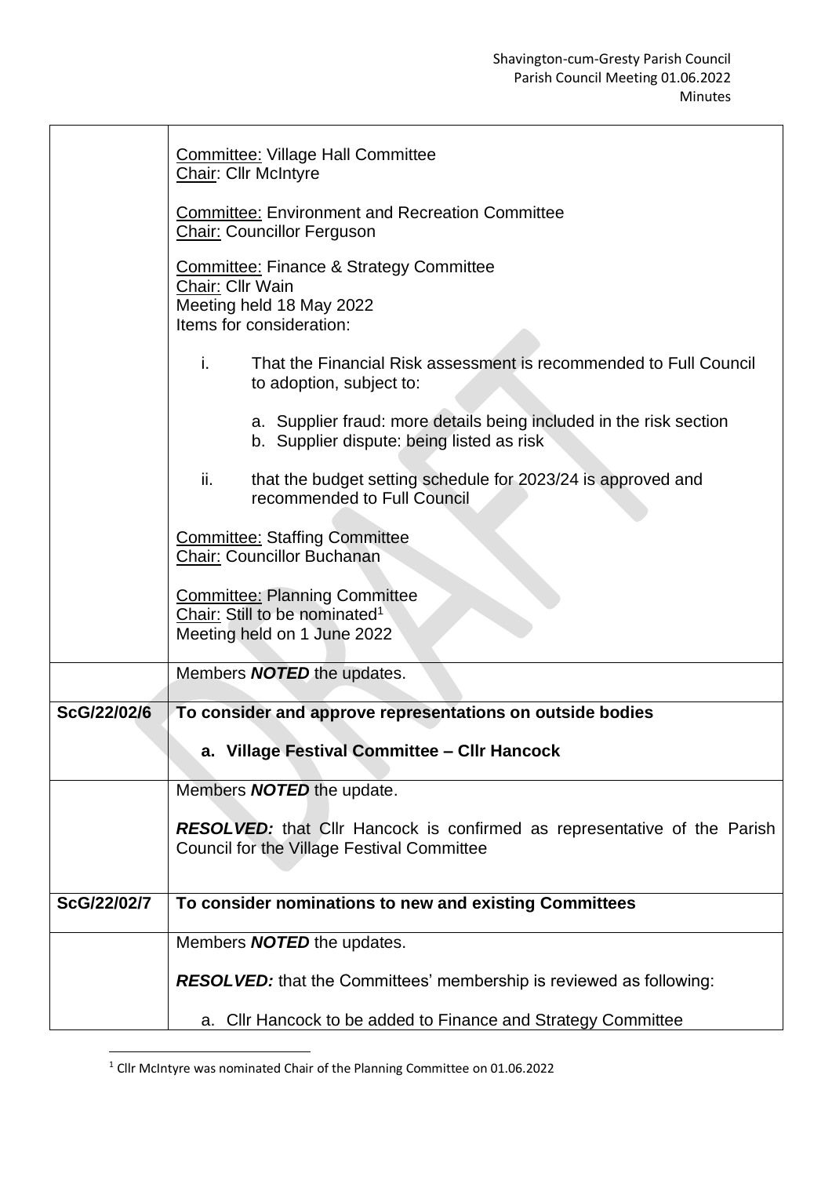| | |
|---|---|
| | Committee: Village Hall Committee<br>Chair: Cllr McIntyre<br><br>Committee: Environment and Recreation Committee<br>Chair: Councillor Ferguson<br><br>Committee: Finance & Strategy Committee<br>Chair: Cllr Wain<br>Meeting held 18 May 2022<br>Items for consideration:<br><br>i. That the Financial Risk assessment is recommended to Full Council to adoption, subject to:<br><br>a. Supplier fraud: more details being included in the risk section<br>b. Supplier dispute: being listed as risk<br><br>ii. that the budget setting schedule for 2023/24 is approved and recommended to Full Council<br><br>Committee: Staffing Committee<br>Chair: Councillor Buchanan<br><br>Committee: Planning Committee<br>Chair: Still to be nominated[1]<br>Meeting held on 1 June 2022 |
| | Members ***NOTED*** the updates. |
| **ScG/22/02/6** | **To consider and approve representations on outside bodies**<br><br>**a. Village Festival Committee – Cllr Hancock** |
| | Members ***NOTED*** the update.<br><br>***RESOLVED:*** that Cllr Hancock is confirmed as representative of the Parish Council for the Village Festival Committee |
| **ScG/22/02/7** | **To consider nominations to new and existing Committees** |
| | Members ***NOTED*** the updates.<br><br>***RESOLVED:*** that the Committees' membership is reviewed as following:<br><br>a. Cllr Hancock to be added to Finance and Strategy Committee |

[1] Cllr McIntyre was nominated Chair of the Planning Committee on 01.06.2022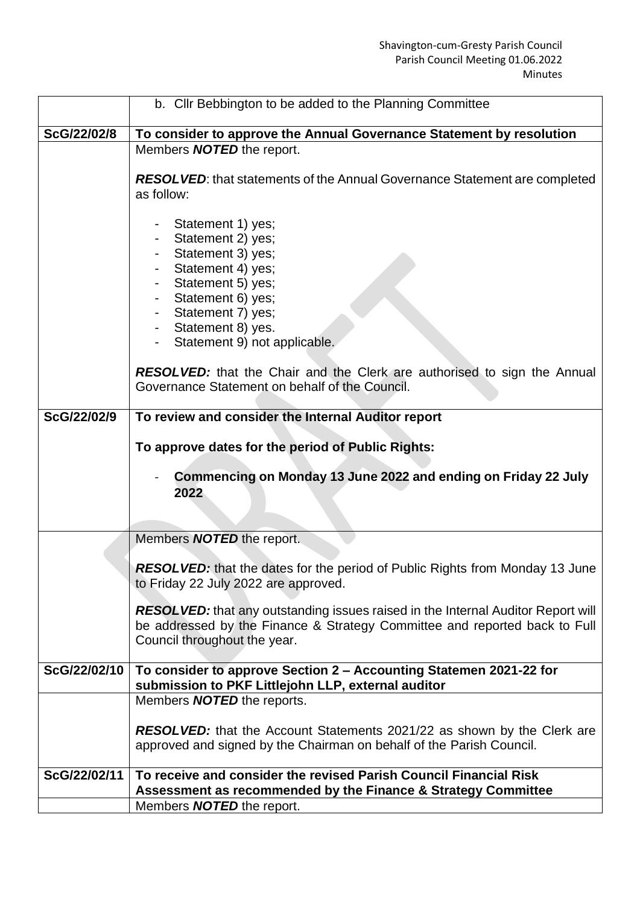| | |
|---|---|
| | b. Cllr Bebbington to be added to the Planning Committee |
| **ScG/22/02/8** | **To consider to approve the Annual Governance Statement by resolution** |
| | Members ***NOTED*** the report.<br><br>***RESOLVED***: that statements of the Annual Governance Statement are completed as follow:<br><br>- Statement 1) yes;<br>- Statement 2) yes;<br>- Statement 3) yes;<br>- Statement 4) yes;<br>- Statement 5) yes;<br>- Statement 6) yes;<br>- Statement 7) yes;<br>- Statement 8) yes.<br>- Statement 9) not applicable.<br><br>***RESOLVED:*** that the Chair and the Clerk are authorised to sign the Annual Governance Statement on behalf of the Council. |
| **ScG/22/02/9** | **To review and consider the Internal Auditor report**<br><br>**To approve dates for the period of Public Rights:**<br><br>- **Commencing on Monday 13 June 2022 and ending on Friday 22 July 2022** |
| | Members ***NOTED*** the report.<br><br>***RESOLVED:*** that the dates for the period of Public Rights from Monday 13 June to Friday 22 July 2022 are approved.<br><br>***RESOLVED:*** that any outstanding issues raised in the Internal Auditor Report will be addressed by the Finance & Strategy Committee and reported back to Full Council throughout the year. |
| **ScG/22/02/10** | **To consider to approve Section 2 – Accounting Statemen 2021-22 for submission to PKF Littlejohn LLP, external auditor** |
| | Members ***NOTED*** the reports.<br><br>***RESOLVED:*** that the Account Statements 2021/22 as shown by the Clerk are approved and signed by the Chairman on behalf of the Parish Council. |
| **ScG/22/02/11** | **To receive and consider the revised Parish Council Financial Risk Assessment as recommended by the Finance & Strategy Committee** |
| | Members ***NOTED*** the report. |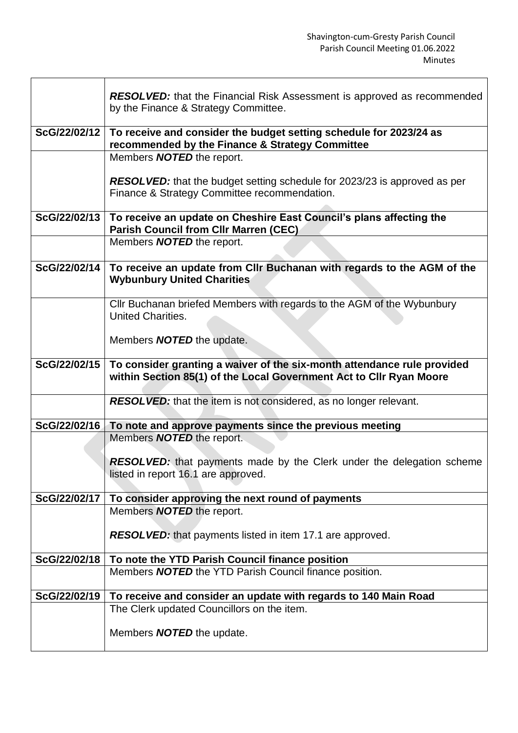| | |
|---|---|
| | ***RESOLVED:*** that the Financial Risk Assessment is approved as recommended by the Finance & Strategy Committee. |
| **ScG/22/02/12** | **To receive and consider the budget setting schedule for 2023/24 as recommended by the Finance & Strategy Committee** |
| | Members ***NOTED*** the report.<br><br>***RESOLVED:*** that the budget setting schedule for 2023/23 is approved as per Finance & Strategy Committee recommendation. |
| **ScG/22/02/13** | **To receive an update on Cheshire East Council's plans affecting the Parish Council from Cllr Marren (CEC)** |
| | Members ***NOTED*** the report. |
| **ScG/22/02/14** | **To receive an update from Cllr Buchanan with regards to the AGM of the Wybunbury United Charities** |
| | Cllr Buchanan briefed Members with regards to the AGM of the Wybunbury United Charities.<br><br>Members ***NOTED*** the update. |
| **ScG/22/02/15** | **To consider granting a waiver of the six-month attendance rule provided within Section 85(1) of the Local Government Act to Cllr Ryan Moore** |
| | ***RESOLVED:*** that the item is not considered, as no longer relevant. |
| **ScG/22/02/16** | **To note and approve payments since the previous meeting** |
| | Members ***NOTED*** the report.<br><br>***RESOLVED:*** that payments made by the Clerk under the delegation scheme listed in report 16.1 are approved. |
| **ScG/22/02/17** | **To consider approving the next round of payments** |
| | Members ***NOTED*** the report.<br><br>***RESOLVED:*** that payments listed in item 17.1 are approved. |
| **ScG/22/02/18** | **To note the YTD Parish Council finance position** |
| | Members ***NOTED*** the YTD Parish Council finance position. |
| **ScG/22/02/19** | **To receive and consider an update with regards to 140 Main Road** |
| | The Clerk updated Councillors on the item.<br><br>Members ***NOTED*** the update. |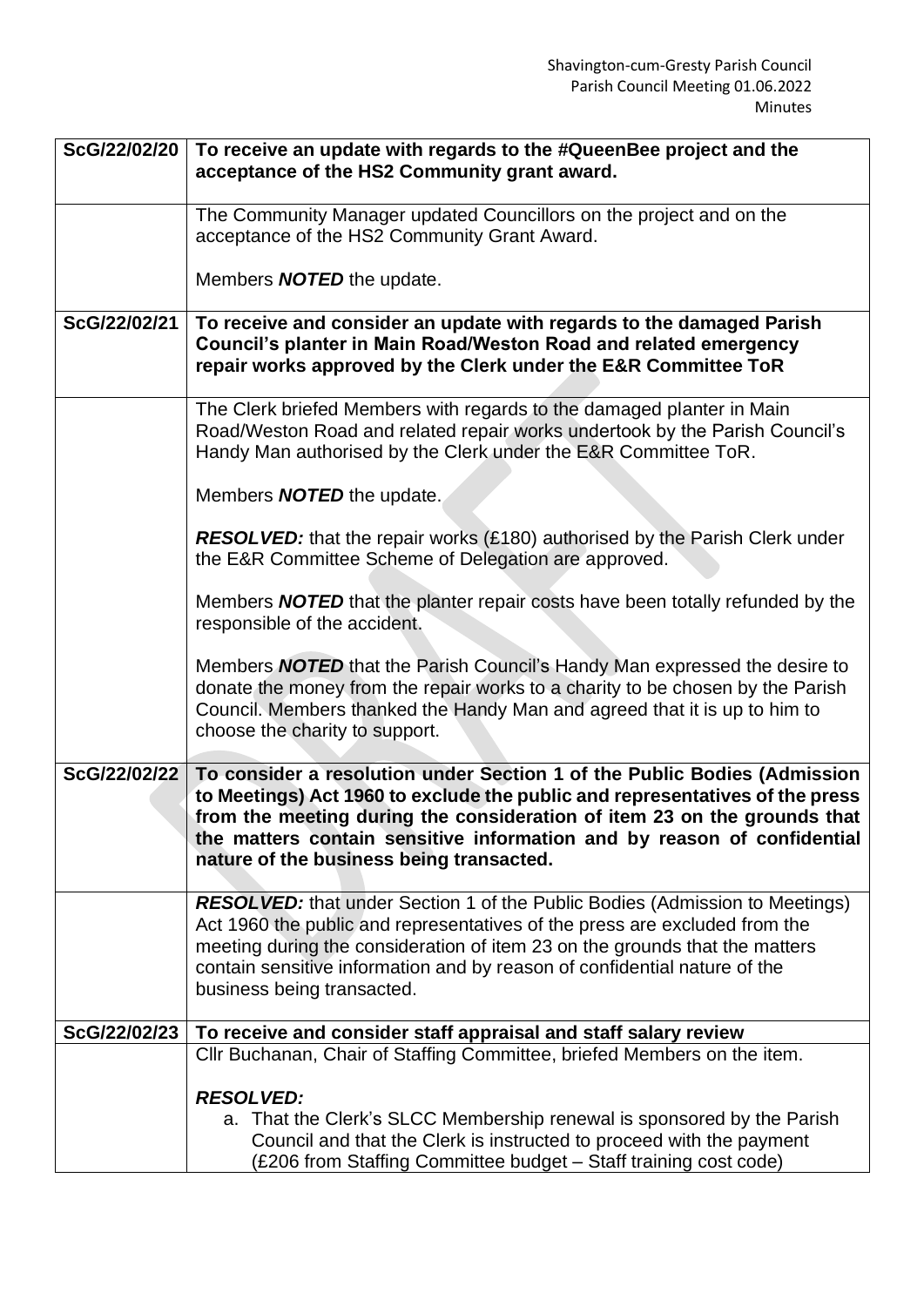| ScG/22/02/20 | **To receive an update with regards to the #QueenBee project and the acceptance of the HS2 Community grant award.** |
|---|---|
| | The Community Manager updated Councillors on the project and on the acceptance of the HS2 Community Grant Award.<br><br>Members ***NOTED*** the update. |
| **ScG/22/02/21** | **To receive and consider an update with regards to the damaged Parish Council's planter in Main Road/Weston Road and related emergency repair works approved by the Clerk under the E&R Committee ToR** |
| | The Clerk briefed Members with regards to the damaged planter in Main Road/Weston Road and related repair works undertook by the Parish Council's Handy Man authorised by the Clerk under the E&R Committee ToR.<br><br>Members ***NOTED*** the update.<br><br>***RESOLVED:*** that the repair works (£180) authorised by the Parish Clerk under the E&R Committee Scheme of Delegation are approved.<br><br>Members ***NOTED*** that the planter repair costs have been totally refunded by the responsible of the accident.<br><br>Members ***NOTED*** that the Parish Council's Handy Man expressed the desire to donate the money from the repair works to a charity to be chosen by the Parish Council. Members thanked the Handy Man and agreed that it is up to him to choose the charity to support. |
| **ScG/22/02/22** | **To consider a resolution under Section 1 of the Public Bodies (Admission to Meetings) Act 1960 to exclude the public and representatives of the press from the meeting during the consideration of item 23 on the grounds that the matters contain sensitive information and by reason of confidential nature of the business being transacted.** |
| | ***RESOLVED:*** that under Section 1 of the Public Bodies (Admission to Meetings) Act 1960 the public and representatives of the press are excluded from the meeting during the consideration of item 23 on the grounds that the matters contain sensitive information and by reason of confidential nature of the business being transacted. |
| **ScG/22/02/23** | **To receive and consider staff appraisal and staff salary review** |
| | Cllr Buchanan, Chair of Staffing Committee, briefed Members on the item.<br><br>***RESOLVED:***<br>a. That the Clerk's SLCC Membership renewal is sponsored by the Parish Council and that the Clerk is instructed to proceed with the payment (£206 from Staffing Committee budget – Staff training cost code) |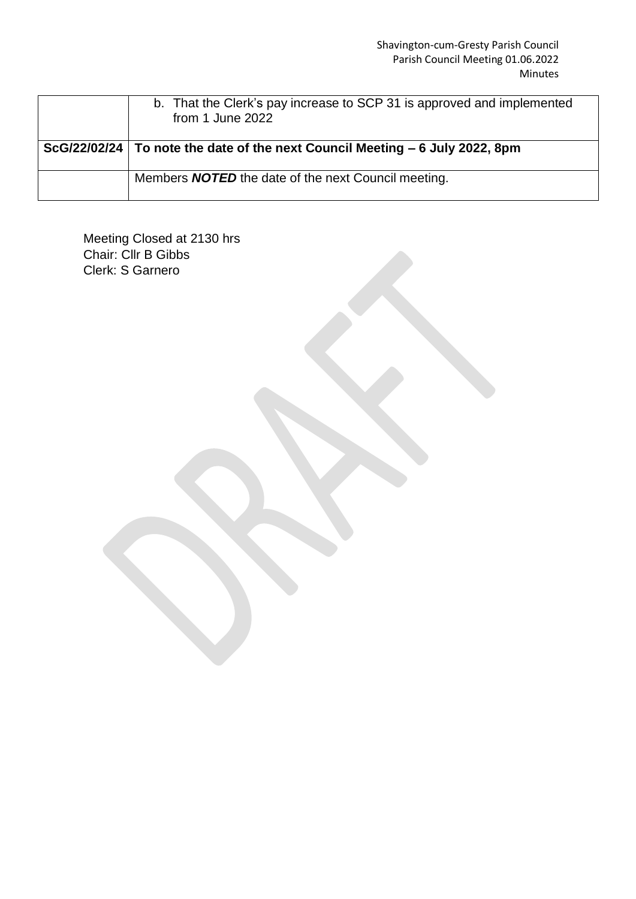| | |
|---|---|
| | b. That the Clerk's pay increase to SCP 31 is approved and implemented from 1 June 2022 |
| **ScG/22/02/24** | **To note the date of the next Council Meeting – 6 July 2022, 8pm** |
| | Members ***NOTED*** the date of the next Council meeting. |

Meeting Closed at 2130 hrs
Chair: Cllr B Gibbs
Clerk: S Garnero

DRAFT